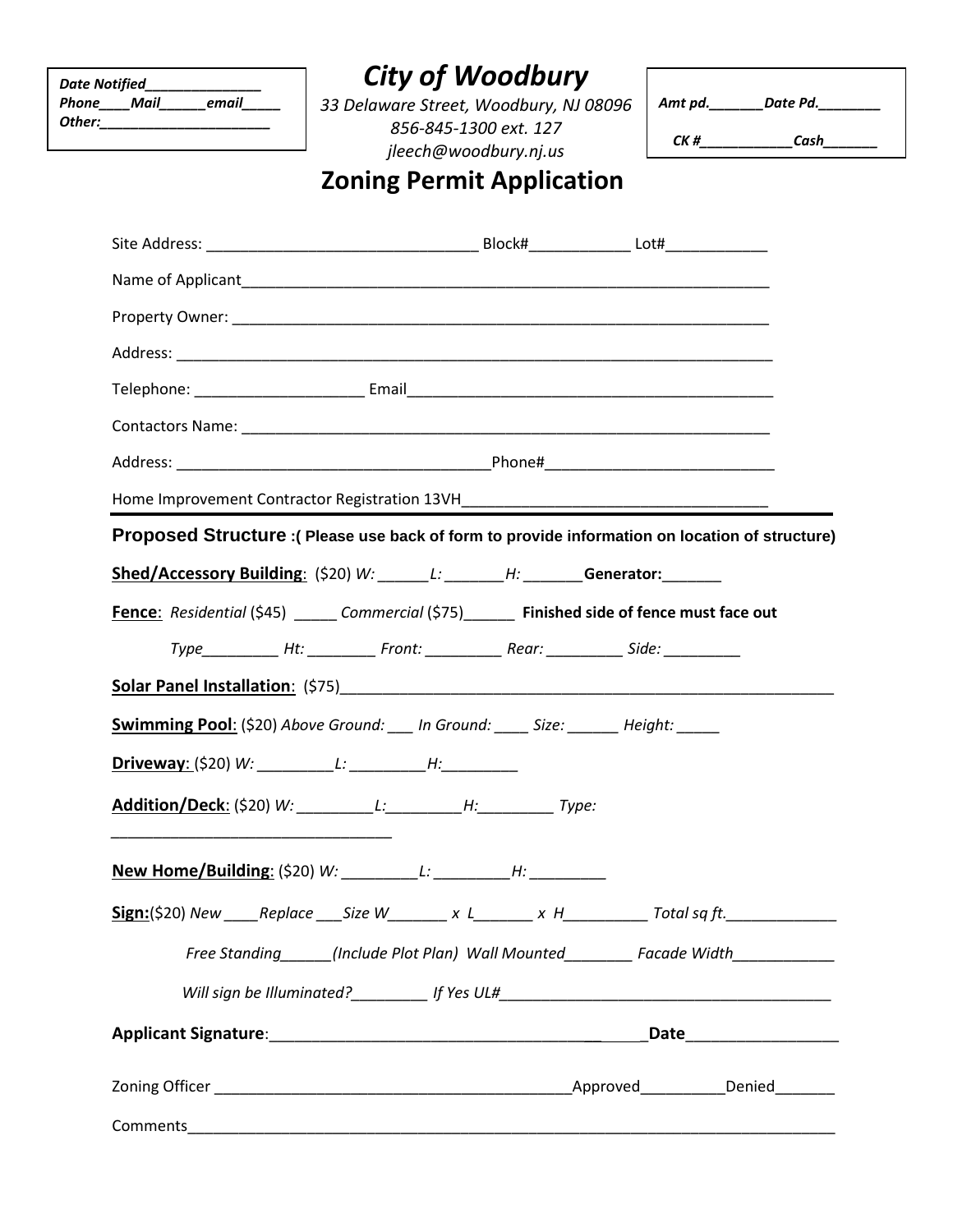Date Notified_______________
Phone____Mail______email_____
Other:______________________

# City of Woodbury

*33 Delaware Street, Woodbury, NJ 08096*
*856-845-1300 ext. 127*
*jleech@woodbury.nj.us*

Amt pd._______Date Pd.________
CK #____________Cash_______

## Zoning Permit Application

Site Address: ________________________________ Block#____________ Lot#____________

Name of Applicant______________________________________________________________

Property Owner: _______________________________________________________________

Address: _____________________________________________________________________

Telephone: ____________________ Email___________________________________________

Contactors Name: _______________________________________________________________

Address: ____________________________________Phone#__________________________

Home Improvement Contractor Registration 13VH____________________________________

---

**Proposed Structure :( Please use back of form to provide information on location of structure)**

**Shed/Accessory Building**: ($20) *W:* ______*L:* _______*H:* _______**Generator:**_______

**Fence**: *Residential* ($45) _____ *Commercial* ($75)______ **Finished side of fence must face out**

*Type_________ Ht: ________ Front: _________ Rear: _________ Side: _________*

**Solar Panel Installation**: ($75)__________________________________________________

**Swimming Pool**: ($20) *Above Ground:* ___ *In Ground:* ____ *Size:* ______ *Height:* _____

**Driveway**: ($20) *W:* _________*L:* _________*H:*_________

**Addition/Deck**: ($20) *W:* _________*L:*_________*H:*_________ *Type:*
________________________________

**New Home/Building**: ($20) *W:* _________*L:* _________*H:* _________

**Sign:**($20) *New ____Replace ___Size W_______ x L_______ x H__________ Total sq ft.*_____________

*Free Standing______(Include Plot Plan) Wall Mounted________ Facade Width____________*

*Will sign be Illuminated?_________ If Yes UL#_______________________________________*

**Applicant Signature**:_________________________________________**Date**_________________

Zoning Officer ___________________________________________Approved__________Denied_______

Comments_____________________________________________________________________________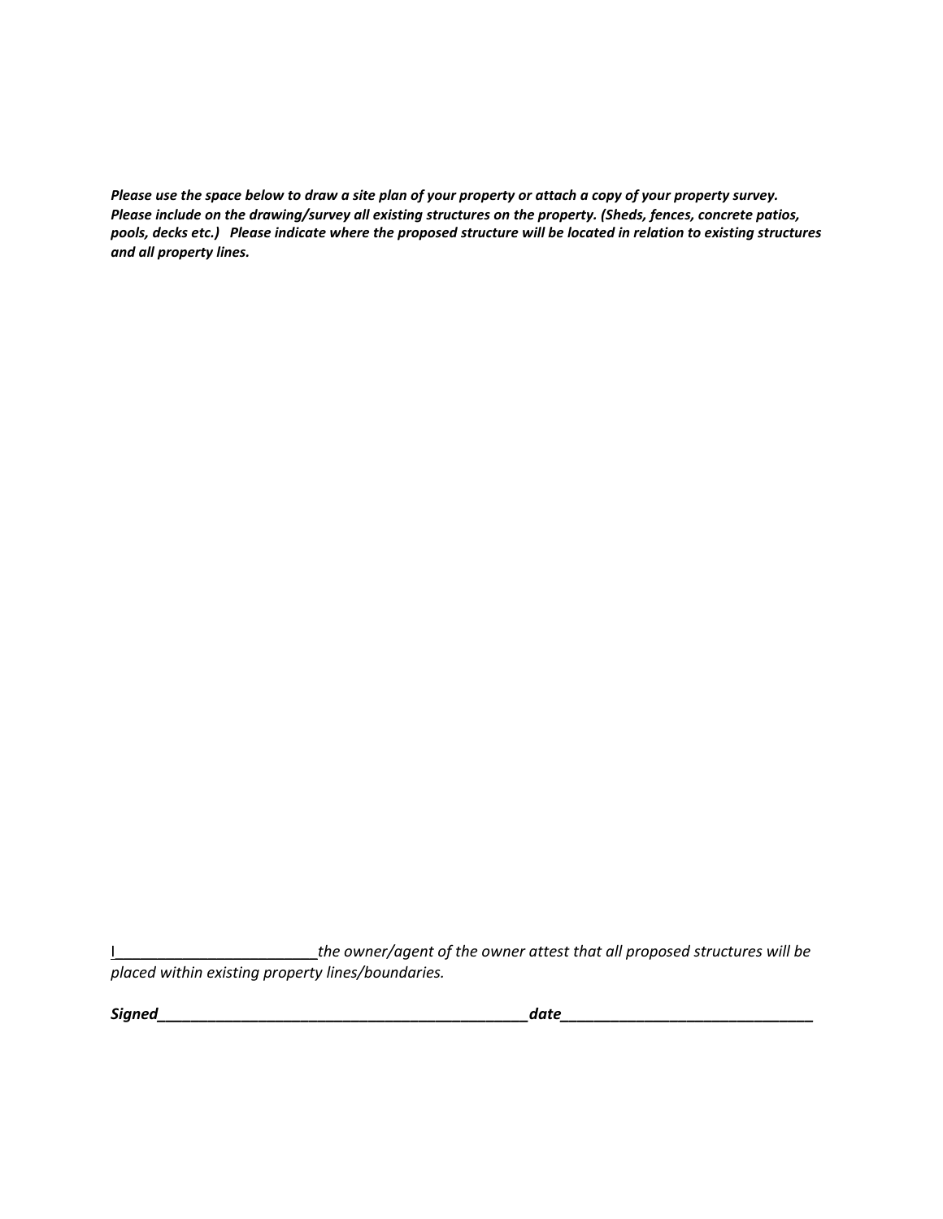***Please use the space below to draw a site plan of your property or attach a copy of your property survey. Please include on the drawing/survey all existing structures on the property. (Sheds, fences, concrete patios, pools, decks etc.) Please indicate where the proposed structure will be located in relation to existing structures and all property lines.***

I________________________*the owner/agent of the owner attest that all proposed structures will be placed within existing property lines/boundaries.*

***Signed____________________________________________date______________________________***